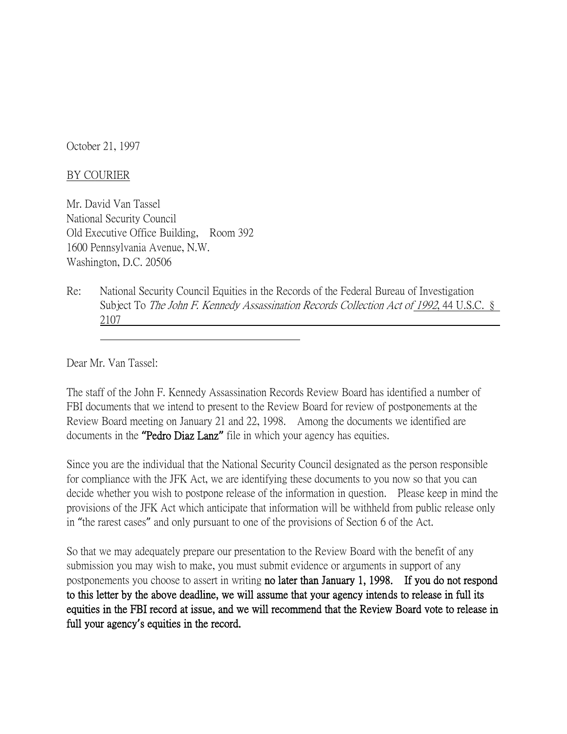October 21, 1997

BY COURIER

Mr. David Van Tassel
National Security Council
Old Executive Office Building, Room 392
1600 Pennsylvania Avenue, N.W.
Washington, D.C. 20506

Re: National Security Council Equities in the Records of the Federal Bureau of Investigation Subject To *The John F. Kennedy Assassination Records Collection Act of 1992*, 44 U.S.C. § 2107

Dear Mr. Van Tassel:

The staff of the John F. Kennedy Assassination Records Review Board has identified a number of FBI documents that we intend to present to the Review Board for review of postponements at the Review Board meeting on January 21 and 22, 1998. Among the documents we identified are documents in the **"Pedro Diaz Lanz"** file in which your agency has equities.

Since you are the individual that the National Security Council designated as the person responsible for compliance with the JFK Act, we are identifying these documents to you now so that you can decide whether you wish to postpone release of the information in question. Please keep in mind the provisions of the JFK Act which anticipate that information will be withheld from public release only in "the rarest cases" and only pursuant to one of the provisions of Section 6 of the Act.

So that we may adequately prepare our presentation to the Review Board with the benefit of any submission you may wish to make, you must submit evidence or arguments in support of any postponements you choose to assert in writing **no later than January 1, 1998. If you do not respond to this letter by the above deadline, we will assume that your agency intends to release in full its equities in the FBI record at issue, and we will recommend that the Review Board vote to release in full your agency's equities in the record.**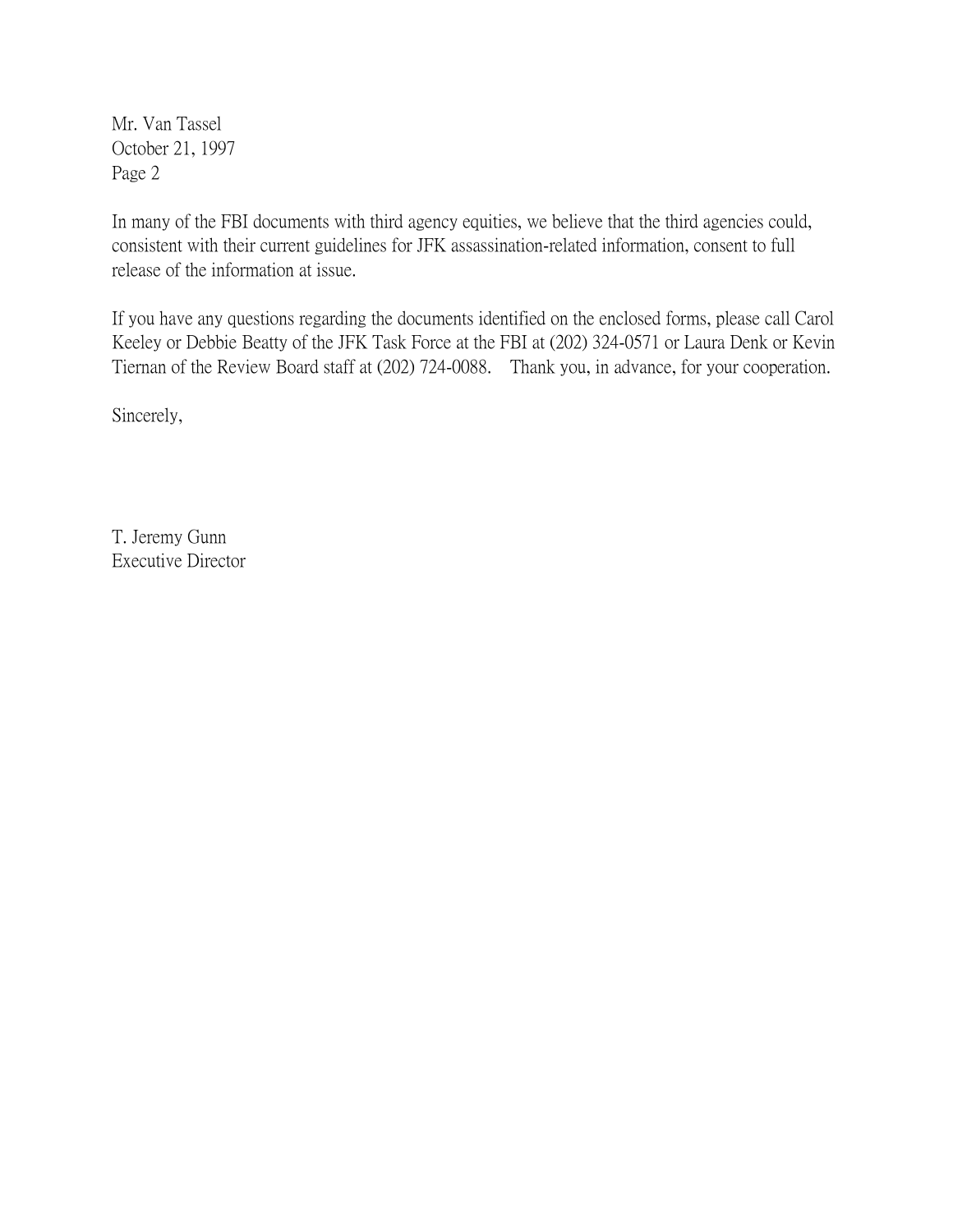Mr. Van Tassel
October 21, 1997
Page 2

In many of the FBI documents with third agency equities, we believe that the third agencies could, consistent with their current guidelines for JFK assassination-related information, consent to full release of the information at issue.

If you have any questions regarding the documents identified on the enclosed forms, please call Carol Keeley or Debbie Beatty of the JFK Task Force at the FBI at (202) 324-0571 or Laura Denk or Kevin Tiernan of the Review Board staff at (202) 724-0088. Thank you, in advance, for your cooperation.

Sincerely,

T. Jeremy Gunn
Executive Director